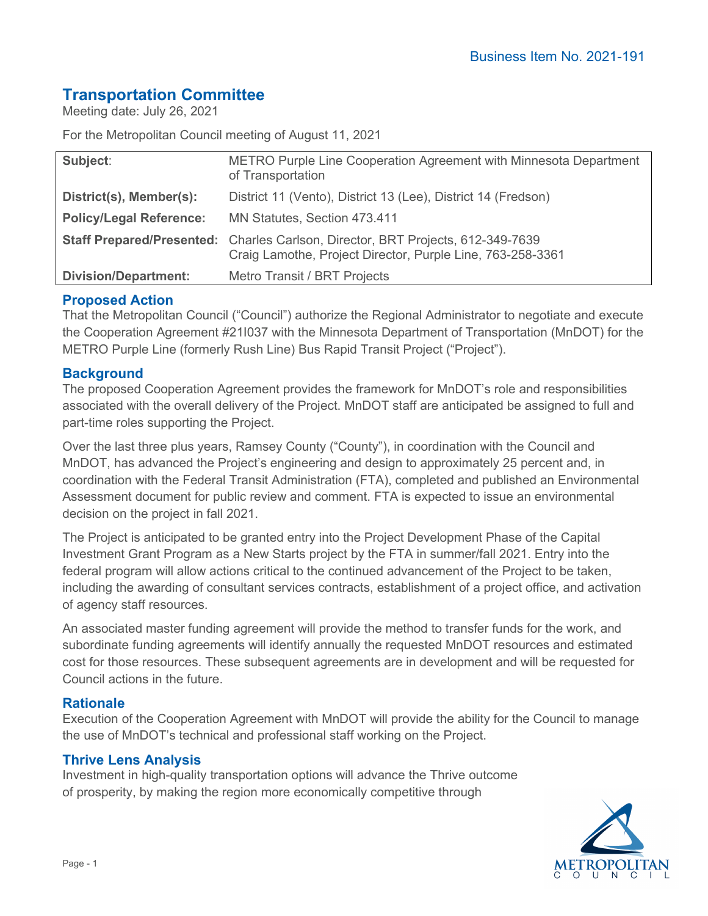Business Item No. 2021-191

# Transportation Committee

Meeting date: July 26, 2021

For the Metropolitan Council meeting of August 11, 2021

| | |
|---|---|
| **Subject**: | METRO Purple Line Cooperation Agreement with Minnesota Department of Transportation |
| **District(s), Member(s):** | District 11 (Vento), District 13 (Lee), District 14 (Fredson) |
| **Policy/Legal Reference:** | MN Statutes, Section 473.411 |
| **Staff Prepared/Presented:** | Charles Carlson, Director, BRT Projects, 612-349-7639<br>Craig Lamothe, Project Director, Purple Line, 763-258-3361 |
| **Division/Department:** | Metro Transit / BRT Projects |

## Proposed Action

That the Metropolitan Council ("Council") authorize the Regional Administrator to negotiate and execute the Cooperation Agreement #21I037 with the Minnesota Department of Transportation (MnDOT) for the METRO Purple Line (formerly Rush Line) Bus Rapid Transit Project ("Project").

## Background

The proposed Cooperation Agreement provides the framework for MnDOT's role and responsibilities associated with the overall delivery of the Project. MnDOT staff are anticipated be assigned to full and part-time roles supporting the Project.

Over the last three plus years, Ramsey County ("County"), in coordination with the Council and MnDOT, has advanced the Project's engineering and design to approximately 25 percent and, in coordination with the Federal Transit Administration (FTA), completed and published an Environmental Assessment document for public review and comment. FTA is expected to issue an environmental decision on the project in fall 2021.

The Project is anticipated to be granted entry into the Project Development Phase of the Capital Investment Grant Program as a New Starts project by the FTA in summer/fall 2021. Entry into the federal program will allow actions critical to the continued advancement of the Project to be taken, including the awarding of consultant services contracts, establishment of a project office, and activation of agency staff resources.

An associated master funding agreement will provide the method to transfer funds for the work, and subordinate funding agreements will identify annually the requested MnDOT resources and estimated cost for those resources. These subsequent agreements are in development and will be requested for Council actions in the future.

## Rationale

Execution of the Cooperation Agreement with MnDOT will provide the ability for the Council to manage the use of MnDOT's technical and professional staff working on the Project.

## Thrive Lens Analysis

Investment in high-quality transportation options will advance the Thrive outcome of prosperity, by making the region more economically competitive through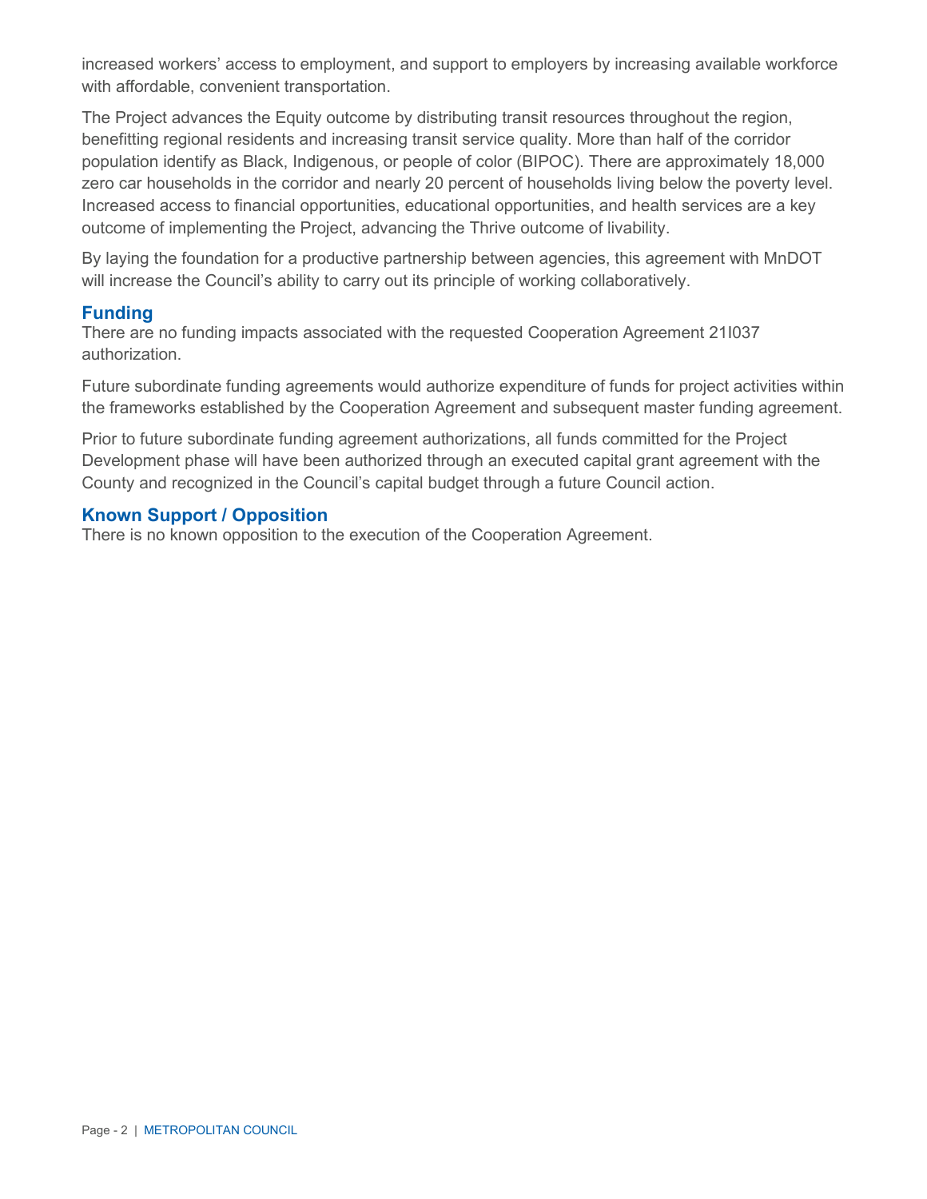increased workers' access to employment, and support to employers by increasing available workforce with affordable, convenient transportation.

The Project advances the Equity outcome by distributing transit resources throughout the region, benefitting regional residents and increasing transit service quality. More than half of the corridor population identify as Black, Indigenous, or people of color (BIPOC). There are approximately 18,000 zero car households in the corridor and nearly 20 percent of households living below the poverty level. Increased access to financial opportunities, educational opportunities, and health services are a key outcome of implementing the Project, advancing the Thrive outcome of livability.

By laying the foundation for a productive partnership between agencies, this agreement with MnDOT will increase the Council's ability to carry out its principle of working collaboratively.

## Funding

There are no funding impacts associated with the requested Cooperation Agreement 21I037 authorization.

Future subordinate funding agreements would authorize expenditure of funds for project activities within the frameworks established by the Cooperation Agreement and subsequent master funding agreement.

Prior to future subordinate funding agreement authorizations, all funds committed for the Project Development phase will have been authorized through an executed capital grant agreement with the County and recognized in the Council's capital budget through a future Council action.

## Known Support / Opposition

There is no known opposition to the execution of the Cooperation Agreement.